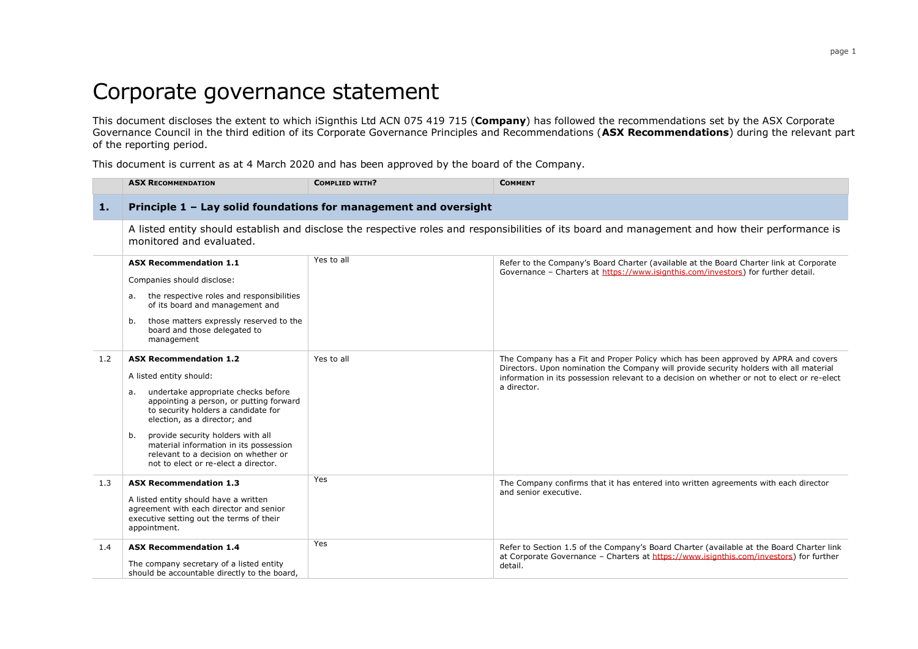# Corporate governance statement

This document discloses the extent to which iSignthis Ltd ACN 075 419 715 (**Company**) has followed the recommendations set by the ASX Corporate Governance Council in the third edition of its Corporate Governance Principles and Recommendations (**ASX Recommendations**) during the relevant part of the reporting period.

This document is current as at 4 March 2020 and has been approved by the board of the Company.

| | ASX RECOMMENDATION | COMPLIED WITH? | COMMENT |
|---|---|---|---|
| **1.** | **Principle 1 – Lay solid foundations for management and oversight** | | |
| | A listed entity should establish and disclose the respective roles and responsibilities of its board and management and how their performance is monitored and evaluated. | | |
| | **ASX Recommendation 1.1**<br>Companies should disclose:<br>a. the respective roles and responsibilities of its board and management and<br>b. those matters expressly reserved to the board and those delegated to management | Yes to all | Refer to the Company's Board Charter (available at the Board Charter link at Corporate Governance – Charters at https://www.isignthis.com/investors) for further detail. |
| 1.2 | **ASX Recommendation 1.2**<br>A listed entity should:<br>a. undertake appropriate checks before appointing a person, or putting forward to security holders a candidate for election, as a director; and<br>b. provide security holders with all material information in its possession relevant to a decision on whether or not to elect or re-elect a director. | Yes to all | The Company has a Fit and Proper Policy which has been approved by APRA and covers Directors. Upon nomination the Company will provide security holders with all material information in its possession relevant to a decision on whether or not to elect or re-elect a director. |
| 1.3 | **ASX Recommendation 1.3**<br>A listed entity should have a written agreement with each director and senior executive setting out the terms of their appointment. | Yes | The Company confirms that it has entered into written agreements with each director and senior executive. |
| 1.4 | **ASX Recommendation 1.4**<br>The company secretary of a listed entity should be accountable directly to the board, | Yes | Refer to Section 1.5 of the Company's Board Charter (available at the Board Charter link at Corporate Governance – Charters at https://www.isignthis.com/investors) for further detail. |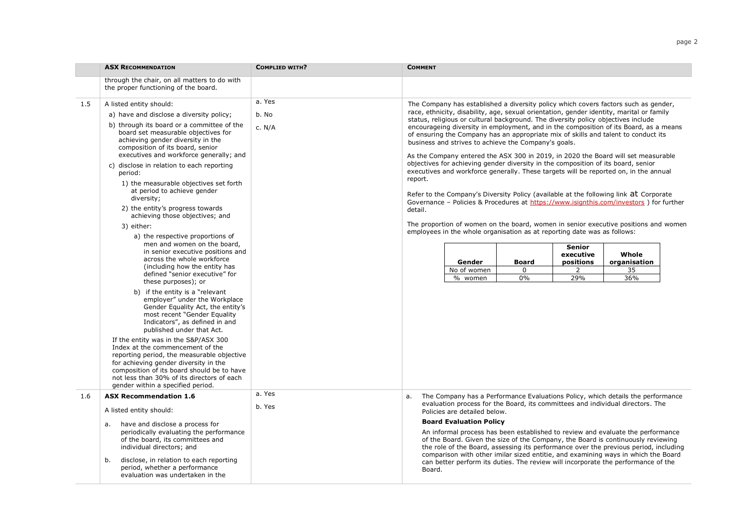| | ASX RECOMMENDATION | COMPLIED WITH? | COMMENT |
|---|---|---|---|
| | through the chair, on all matters to do with the proper functioning of the board. | | |
| 1.5 | A listed entity should:<br>a) have and disclose a diversity policy;<br>b) through its board or a committee of the board set measurable objectives for achieving gender diversity in the composition of its board, senior executives and workforce generally; and<br>c) disclose in relation to each reporting period:<br>1) the measurable objectives set forth at period to achieve gender diversity;<br>2) the entity's progress towards achieving those objectives; and<br>3) either:<br>a) the respective proportions of men and women on the board, in senior executive positions and across the whole workforce (including how the entity has defined "senior executive" for these purposes); or<br>b) if the entity is a "relevant employer" under the Workplace Gender Equality Act, the entity's most recent "Gender Equality Indicators", as defined in and published under that Act.<br>If the entity was in the S&P/ASX 300 Index at the commencement of the reporting period, the measurable objective for achieving gender diversity in the composition of its board should be to have not less than 30% of its directors of each gender within a specified period. | a. Yes<br>b. No<br>c. N/A | The Company has established a diversity policy which covers factors such as gender, race, ethnicity, disability, age, sexual orientation, gender identity, marital or family status, religious or cultural background. The diversity policy objectives include encourageing diversity in employment, and in the composition of its Board, as a means of ensuring the Company has an appropriate mix of skills and talent to conduct its business and strives to achieve the Company's goals.<br>As the Company entered the ASX 300 in 2019, in 2020 the Board will set measurable objectives for achieving gender diversity in the composition of its board, senior executives and workforce generally. These targets will be reported on, in the annual report.<br>Refer to the Company's Diversity Policy (available at the following link at Corporate Governance – Policies & Procedures at https://www.isignthis.com/investors ) for further detail.<br>The proportion of women on the board, women in senior executive positions and women employees in the whole organisation as at reporting date was as follows:<br>**Gender** / **Board** / **Senior executive positions** / **Whole organisation**<br>No of women / 0 / 2 / 35<br>% women / 0% / 29% / 36% |
| 1.6 | **ASX Recommendation 1.6**<br>A listed entity should:<br>a. have and disclose a process for periodically evaluating the performance of the board, its committees and individual directors; and<br>b. disclose, in relation to each reporting period, whether a performance evaluation was undertaken in the | a. Yes<br>b. Yes | a. The Company has a Performance Evaluations Policy, which details the performance evaluation process for the Board, its committees and individual directors. The Policies are detailed below.<br>**Board Evaluation Policy**<br>An informal process has been established to review and evaluate the performance of the Board. Given the size of the Company, the Board is continuously reviewing the role of the Board, assessing its performance over the previous period, including comparison with other imilar sized entitie, and examining ways in which the Board can better perform its duties. The review will incorporate the performance of the Board. |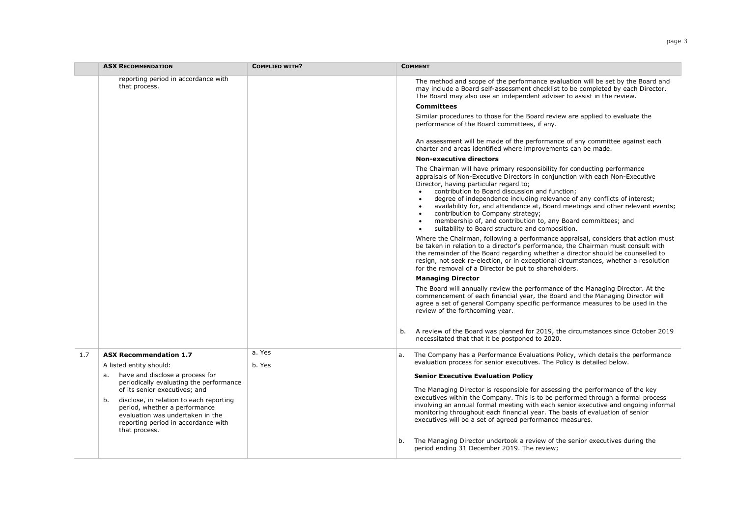| | ASX RECOMMENDATION | COMPLIED WITH? | COMMENT |
|---|---|---|---|
| | reporting period in accordance with that process. | | The method and scope of the performance evaluation will be set by the Board and may include a Board self-assessment checklist to be completed by each Director. The Board may also use an independent adviser to assist in the review.<br><br>**Committees**<br><br>Similar procedures to those for the Board review are applied to evaluate the performance of the Board committees, if any.<br><br>An assessment will be made of the performance of any committee against each charter and areas identified where improvements can be made.<br><br>**Non-executive directors**<br><br>The Chairman will have primary responsibility for conducting performance appraisals of Non-Executive Directors in conjunction with each Non-Executive Director, having particular regard to;<br>• contribution to Board discussion and function;<br>• degree of independence including relevance of any conflicts of interest;<br>• availability for, and attendance at, Board meetings and other relevant events;<br>• contribution to Company strategy;<br>• membership of, and contribution to, any Board committees; and<br>• suitability to Board structure and composition.<br><br>Where the Chairman, following a performance appraisal, considers that action must be taken in relation to a director's performance, the Chairman must consult with the remainder of the Board regarding whether a director should be counselled to resign, not seek re-election, or in exceptional circumstances, whether a resolution for the removal of a Director be put to shareholders.<br><br>**Managing Director**<br><br>The Board will annually review the performance of the Managing Director. At the commencement of each financial year, the Board and the Managing Director will agree a set of general Company specific performance measures to be used in the review of the forthcoming year.<br><br>b. A review of the Board was planned for 2019, the circumstances since October 2019 necessitated that that it be postponed to 2020. |
| 1.7 | **ASX Recommendation 1.7**<br><br>A listed entity should:<br><br>a. have and disclose a process for periodically evaluating the performance of its senior executives; and<br><br>b. disclose, in relation to each reporting period, whether a performance evaluation was undertaken in the reporting period in accordance with that process. | a. Yes<br><br>b. Yes | a. The Company has a Performance Evaluations Policy, which details the performance evaluation process for senior executives. The Policy is detailed below.<br><br>**Senior Executive Evaluation Policy**<br><br>The Managing Director is responsible for assessing the performance of the key executives within the Company. This is to be performed through a formal process involving an annual formal meeting with each senior executive and ongoing informal monitoring throughout each financial year. The basis of evaluation of senior executives will be a set of agreed performance measures.<br><br>b. The Managing Director undertook a review of the senior executives during the period ending 31 December 2019. The review; |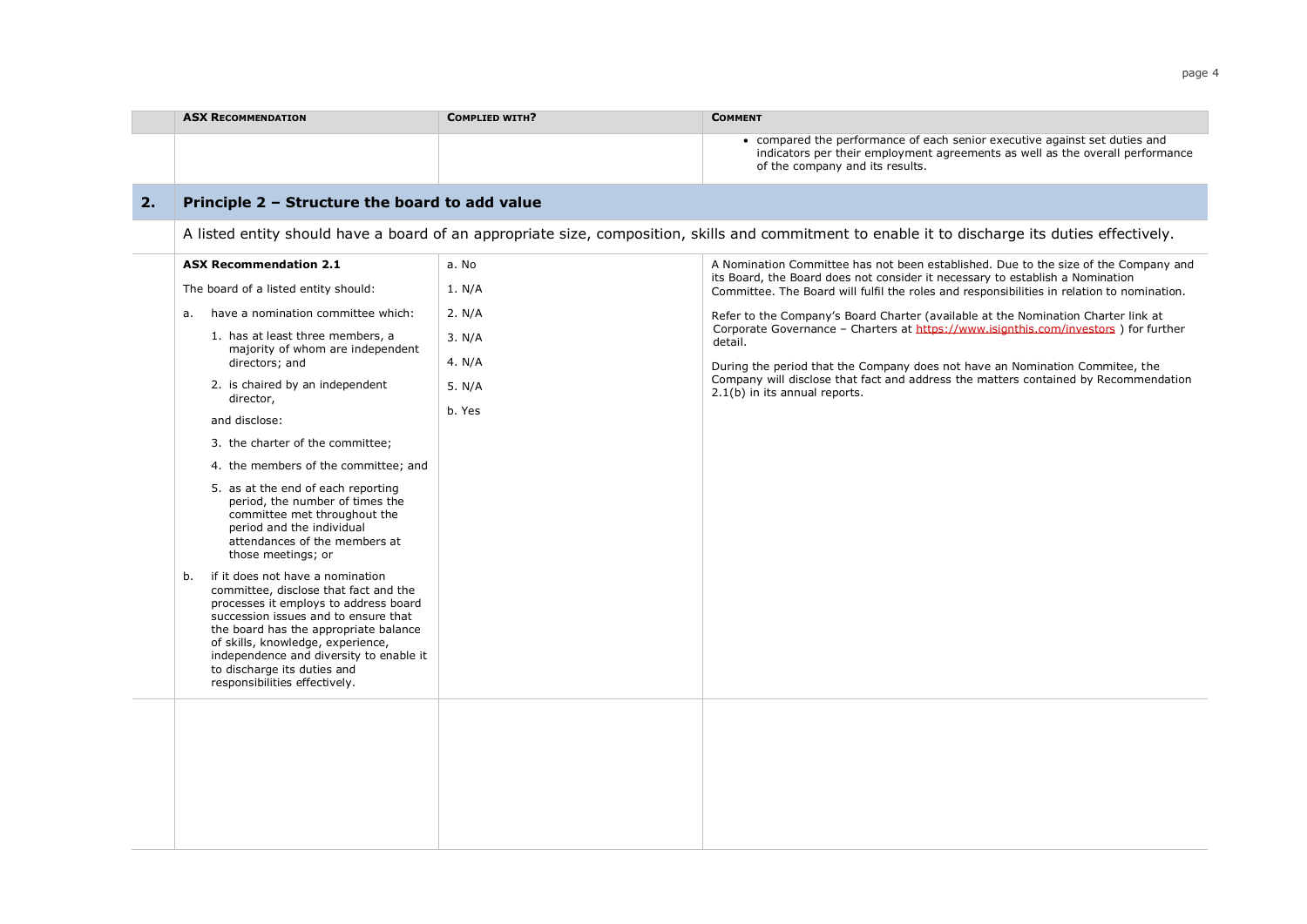| ASX RECOMMENDATION | COMPLIED WITH? | COMMENT |
|---|---|---|
| | | • compared the performance of each senior executive against set duties and indicators per their employment agreements as well as the overall performance of the company and its results. |

## 2. Principle 2 – Structure the board to add value

A listed entity should have a board of an appropriate size, composition, skills and commitment to enable it to discharge its duties effectively.

| ASX RECOMMENDATION | COMPLIED WITH? | COMMENT |
|---|---|---|
| **ASX Recommendation 2.1**<br><br>The board of a listed entity should:<br><br>a. have a nomination committee which:<br>1. has at least three members, a majority of whom are independent directors; and<br>2. is chaired by an independent director,<br><br>and disclose:<br>3. the charter of the committee;<br>4. the members of the committee; and<br>5. as at the end of each reporting period, the number of times the committee met throughout the period and the individual attendances of the members at those meetings; or<br><br>b. if it does not have a nomination committee, disclose that fact and the processes it employs to address board succession issues and to ensure that the board has the appropriate balance of skills, knowledge, experience, independence and diversity to enable it to discharge its duties and responsibilities effectively. | a. No<br>1. N/A<br>2. N/A<br>3. N/A<br>4. N/A<br>5. N/A<br>b. Yes | A Nomination Committee has not been established. Due to the size of the Company and its Board, the Board does not consider it necessary to establish a Nomination Committee. The Board will fulfil the roles and responsibilities in relation to nomination.<br><br>Refer to the Company's Board Charter (available at the Nomination Charter link at Corporate Governance – Charters at https://www.isignthis.com/investors ) for further detail.<br><br>During the period that the Company does not have an Nomination Commitee, the Company will disclose that fact and address the matters contained by Recommendation 2.1(b) in its annual reports. |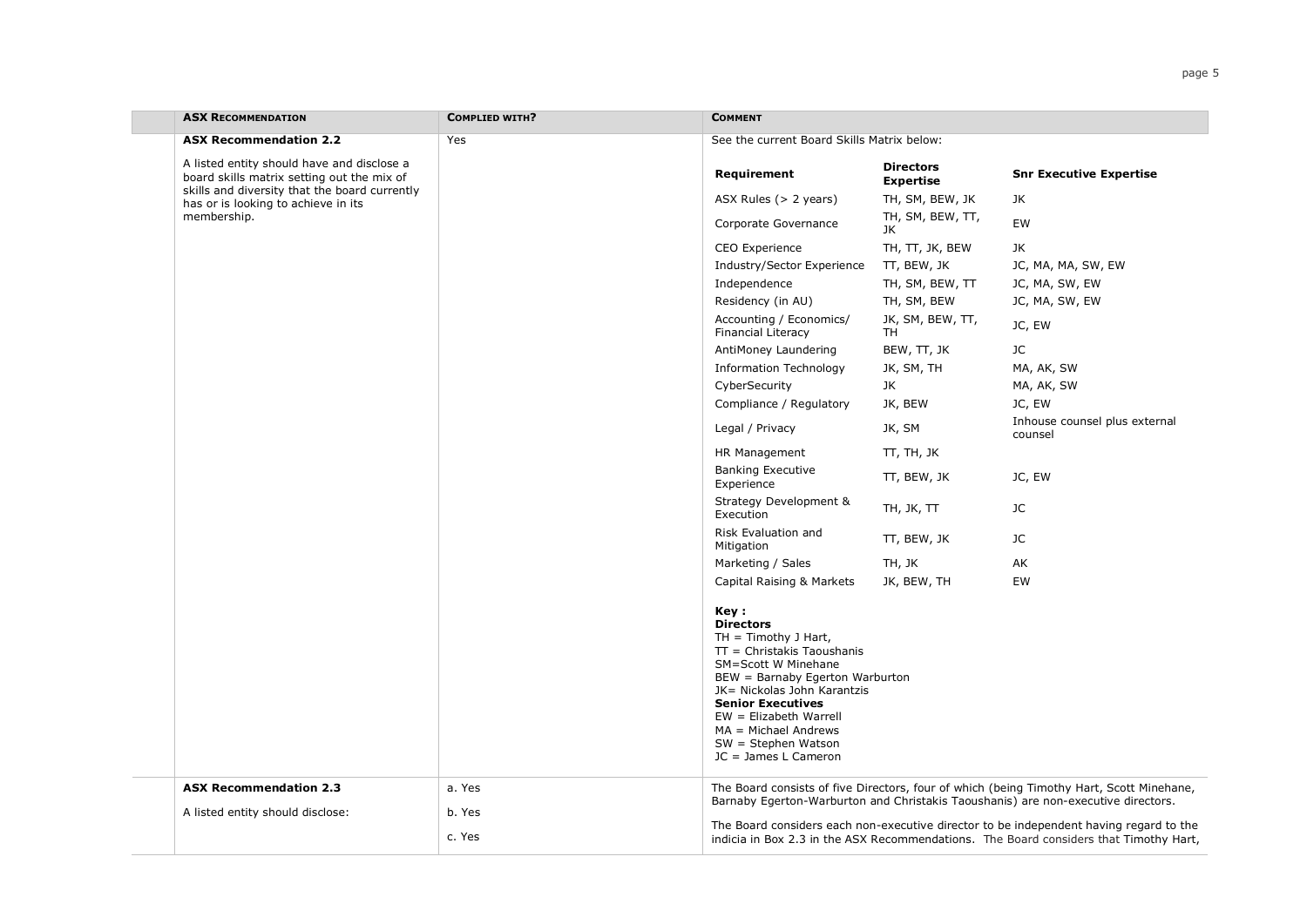| ASX RECOMMENDATION | COMPLIED WITH? | COMMENT |
|---|---|---|
| **ASX Recommendation 2.2**<br><br>A listed entity should have and disclose a board skills matrix setting out the mix of skills and diversity that the board currently has or is looking to achieve in its membership. | Yes | See the current Board Skills Matrix below:<br><br>(see Board Skills Matrix table below) |
| **ASX Recommendation 2.3**<br><br>A listed entity should disclose: | a. Yes<br><br>b. Yes<br><br>c. Yes | The Board consists of five Directors, four of which (being Timothy Hart, Scott Minehane, Barnaby Egerton-Warburton and Christakis Taoushanis) are non-executive directors.<br><br>The Board considers each non-executive director to be independent having regard to the indicia in Box 2.3 in the ASX Recommendations. The Board considers that Timothy Hart, |

**Board Skills Matrix**

| Requirement | Directors Expertise | Snr Executive Expertise |
|---|---|---|
| ASX Rules (> 2 years) | TH, SM, BEW, JK | JK |
| Corporate Governance | TH, SM, BEW, TT, JK | EW |
| CEO Experience | TH, TT, JK, BEW | JK |
| Industry/Sector Experience | TT, BEW, JK | JC, MA, MA, SW, EW |
| Independence | TH, SM, BEW, TT | JC, MA, SW, EW |
| Residency (in AU) | TH, SM, BEW | JC, MA, SW, EW |
| Accounting / Economics/ Financial Literacy | JK, SM, BEW, TT, TH | JC, EW |
| AntiMoney Laundering | BEW, TT, JK | JC |
| Information Technology | JK, SM, TH | MA, AK, SW |
| CyberSecurity | JK | MA, AK, SW |
| Compliance / Regulatory | JK, BEW | JC, EW |
| Legal / Privacy | JK, SM | Inhouse counsel plus external counsel |
| HR Management | TT, TH, JK | |
| Banking Executive Experience | TT, BEW, JK | JC, EW |
| Strategy Development & Execution | TH, JK, TT | JC |
| Risk Evaluation and Mitigation | TT, BEW, JK | JC |
| Marketing / Sales | TH, JK | AK |
| Capital Raising & Markets | JK, BEW, TH | EW |

**Key :**

**Directors**

TH = Timothy J Hart,
TT = Christakis Taoushanis
SM=Scott W Minehane
BEW = Barnaby Egerton Warburton
JK= Nickolas John Karantzis

**Senior Executives**

EW = Elizabeth Warrell
MA = Michael Andrews
SW = Stephen Watson
JC = James L Cameron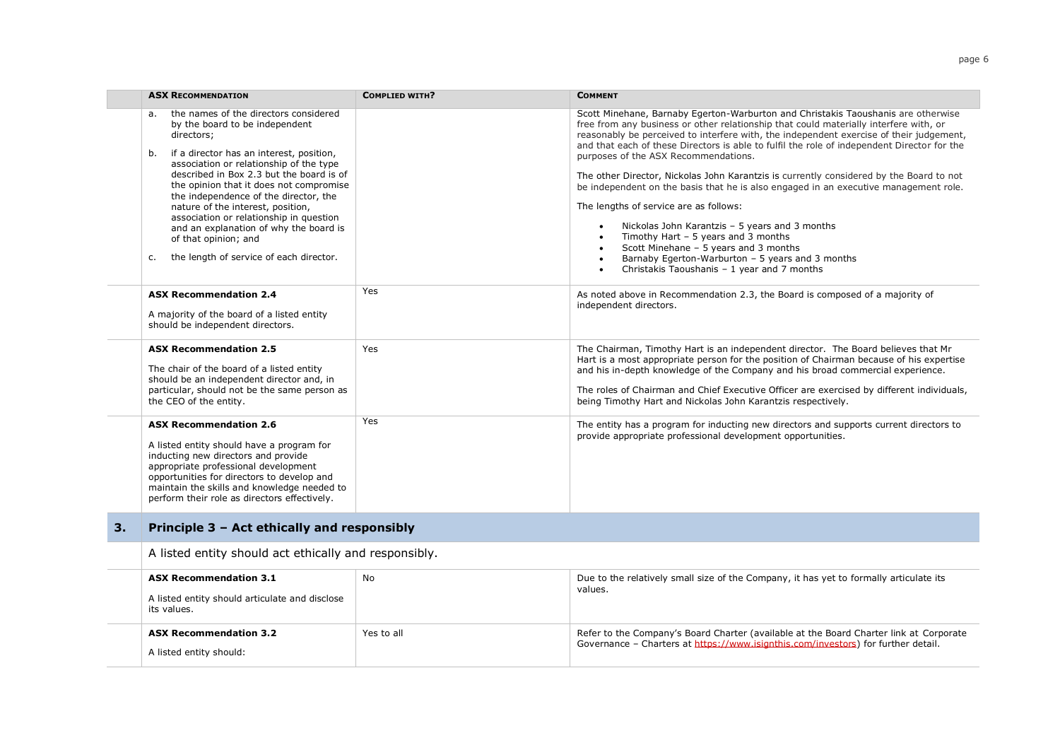| ASX RECOMMENDATION | COMPLIED WITH? | COMMENT |
|---|---|---|
| a. the names of the directors considered by the board to be independent directors;<br><br>b. if a director has an interest, position, association or relationship of the type described in Box 2.3 but the board is of the opinion that it does not compromise the independence of the director, the nature of the interest, position, association or relationship in question and an explanation of why the board is of that opinion; and<br><br>c. the length of service of each director. | | Scott Minehane, Barnaby Egerton-Warburton and Christakis Taoushanis are otherwise free from any business or other relationship that could materially interfere with, or reasonably be perceived to interfere with, the independent exercise of their judgement, and that each of these Directors is able to fulfil the role of independent Director for the purposes of the ASX Recommendations.<br><br>The other Director, Nickolas John Karantzis is currently considered by the Board to not be independent on the basis that he is also engaged in an executive management role.<br><br>The lengths of service are as follows:<br><br>• Nickolas John Karantzis – 5 years and 3 months<br>• Timothy Hart – 5 years and 3 months<br>• Scott Minehane – 5 years and 3 months<br>• Barnaby Egerton-Warburton – 5 years and 3 months<br>• Christakis Taoushanis – 1 year and 7 months |
| **ASX Recommendation 2.4**<br><br>A majority of the board of a listed entity should be independent directors. | Yes | As noted above in Recommendation 2.3, the Board is composed of a majority of independent directors. |
| **ASX Recommendation 2.5**<br><br>The chair of the board of a listed entity should be an independent director and, in particular, should not be the same person as the CEO of the entity. | Yes | The Chairman, Timothy Hart is an independent director. The Board believes that Mr Hart is a most appropriate person for the position of Chairman because of his expertise and his in-depth knowledge of the Company and his broad commercial experience.<br><br>The roles of Chairman and Chief Executive Officer are exercised by different individuals, being Timothy Hart and Nickolas John Karantzis respectively. |
| **ASX Recommendation 2.6**<br><br>A listed entity should have a program for inducting new directors and provide appropriate professional development opportunities for directors to develop and maintain the skills and knowledge needed to perform their role as directors effectively. | Yes | The entity has a program for inducting new directors and supports current directors to provide appropriate professional development opportunities. |

## 3. Principle 3 – Act ethically and responsibly

A listed entity should act ethically and responsibly.

| ASX RECOMMENDATION | COMPLIED WITH? | COMMENT |
|---|---|---|
| **ASX Recommendation 3.1**<br><br>A listed entity should articulate and disclose its values. | No | Due to the relatively small size of the Company, it has yet to formally articulate its values. |
| **ASX Recommendation 3.2**<br><br>A listed entity should: | Yes to all | Refer to the Company's Board Charter (available at the Board Charter link at Corporate Governance – Charters at https://www.isignthis.com/investors) for further detail. |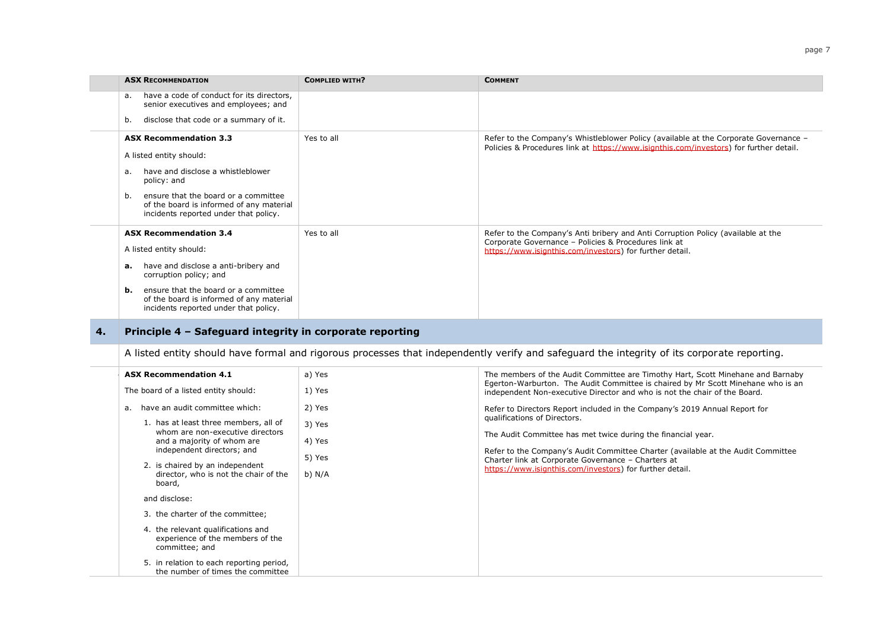| | ASX RECOMMENDATION | COMPLIED WITH? | COMMENT |
|---|---|---|---|
| | a. have a code of conduct for its directors, senior executives and employees; and<br><br>b. disclose that code or a summary of it. | | |
| | **ASX Recommendation 3.3**<br><br>A listed entity should:<br><br>a. have and disclose a whistleblower policy: and<br><br>b. ensure that the board or a committee of the board is informed of any material incidents reported under that policy. | Yes to all | Refer to the Company's Whistleblower Policy (available at the Corporate Governance – Policies & Procedures link at https://www.isignthis.com/investors) for further detail. |
| | **ASX Recommendation 3.4**<br><br>A listed entity should:<br><br>**a.** have and disclose a anti-bribery and corruption policy; and<br><br>**b.** ensure that the board or a committee of the board is informed of any material incidents reported under that policy. | Yes to all | Refer to the Company's Anti bribery and Anti Corruption Policy (available at the Corporate Governance – Policies & Procedures link at https://www.isignthis.com/investors) for further detail. |
| **4.** | **Principle 4 – Safeguard integrity in corporate reporting** | | |
| | A listed entity should have formal and rigorous processes that independently verify and safeguard the integrity of its corporate reporting. | | |
| | **ASX Recommendation 4.1**<br><br>The board of a listed entity should:<br><br>a. have an audit committee which:<br><br>1. has at least three members, all of whom are non-executive directors and a majority of whom are independent directors; and<br><br>2. is chaired by an independent director, who is not the chair of the board,<br><br>and disclose:<br><br>3. the charter of the committee;<br><br>4. the relevant qualifications and experience of the members of the committee; and<br><br>5. in relation to each reporting period, the number of times the committee | a) Yes<br><br>1) Yes<br><br>2) Yes<br><br>3) Yes<br><br>4) Yes<br><br>5) Yes<br><br>b) N/A | The members of the Audit Committee are Timothy Hart, Scott Minehane and Barnaby Egerton-Warburton. The Audit Committee is chaired by Mr Scott Minehane who is an independent Non-executive Director and who is not the chair of the Board.<br><br>Refer to Directors Report included in the Company's 2019 Annual Report for qualifications of Directors.<br><br>The Audit Committee has met twice during the financial year.<br><br>Refer to the Company's Audit Committee Charter (available at the Audit Committee Charter link at Corporate Governance – Charters at https://www.isignthis.com/investors) for further detail. |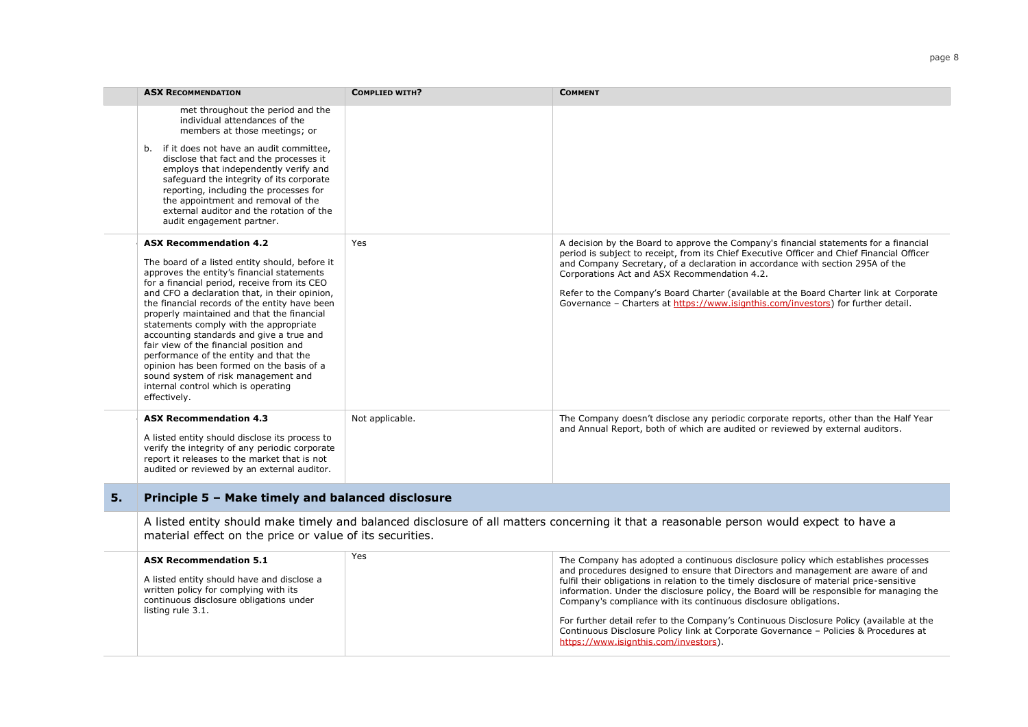| ASX RECOMMENDATION | COMPLIED WITH? | COMMENT |
| --- | --- | --- |
| met throughout the period and the individual attendances of the members at those meetings; or<br><br>b. if it does not have an audit committee, disclose that fact and the processes it employs that independently verify and safeguard the integrity of its corporate reporting, including the processes for the appointment and removal of the external auditor and the rotation of the audit engagement partner. | | |
| **ASX Recommendation 4.2**<br><br>The board of a listed entity should, before it approves the entity's financial statements for a financial period, receive from its CEO and CFO a declaration that, in their opinion, the financial records of the entity have been properly maintained and that the financial statements comply with the appropriate accounting standards and give a true and fair view of the financial position and performance of the entity and that the opinion has been formed on the basis of a sound system of risk management and internal control which is operating effectively. | Yes | A decision by the Board to approve the Company's financial statements for a financial period is subject to receipt, from its Chief Executive Officer and Chief Financial Officer and Company Secretary, of a declaration in accordance with section 295A of the Corporations Act and ASX Recommendation 4.2.<br><br>Refer to the Company's Board Charter (available at the Board Charter link at Corporate Governance – Charters at https://www.isignthis.com/investors) for further detail. |
| **ASX Recommendation 4.3**<br><br>A listed entity should disclose its process to verify the integrity of any periodic corporate report it releases to the market that is not audited or reviewed by an external auditor. | Not applicable. | The Company doesn't disclose any periodic corporate reports, other than the Half Year and Annual Report, both of which are audited or reviewed by external auditors. |

## 5. Principle 5 – Make timely and balanced disclosure

A listed entity should make timely and balanced disclosure of all matters concerning it that a reasonable person would expect to have a material effect on the price or value of its securities.

| ASX RECOMMENDATION | COMPLIED WITH? | COMMENT |
| --- | --- | --- |
| **ASX Recommendation 5.1**<br><br>A listed entity should have and disclose a written policy for complying with its continuous disclosure obligations under listing rule 3.1. | Yes | The Company has adopted a continuous disclosure policy which establishes processes and procedures designed to ensure that Directors and management are aware of and fulfil their obligations in relation to the timely disclosure of material price-sensitive information. Under the disclosure policy, the Board will be responsible for managing the Company's compliance with its continuous disclosure obligations.<br><br>For further detail refer to the Company's Continuous Disclosure Policy (available at the Continuous Disclosure Policy link at Corporate Governance – Policies & Procedures at https://www.isignthis.com/investors). |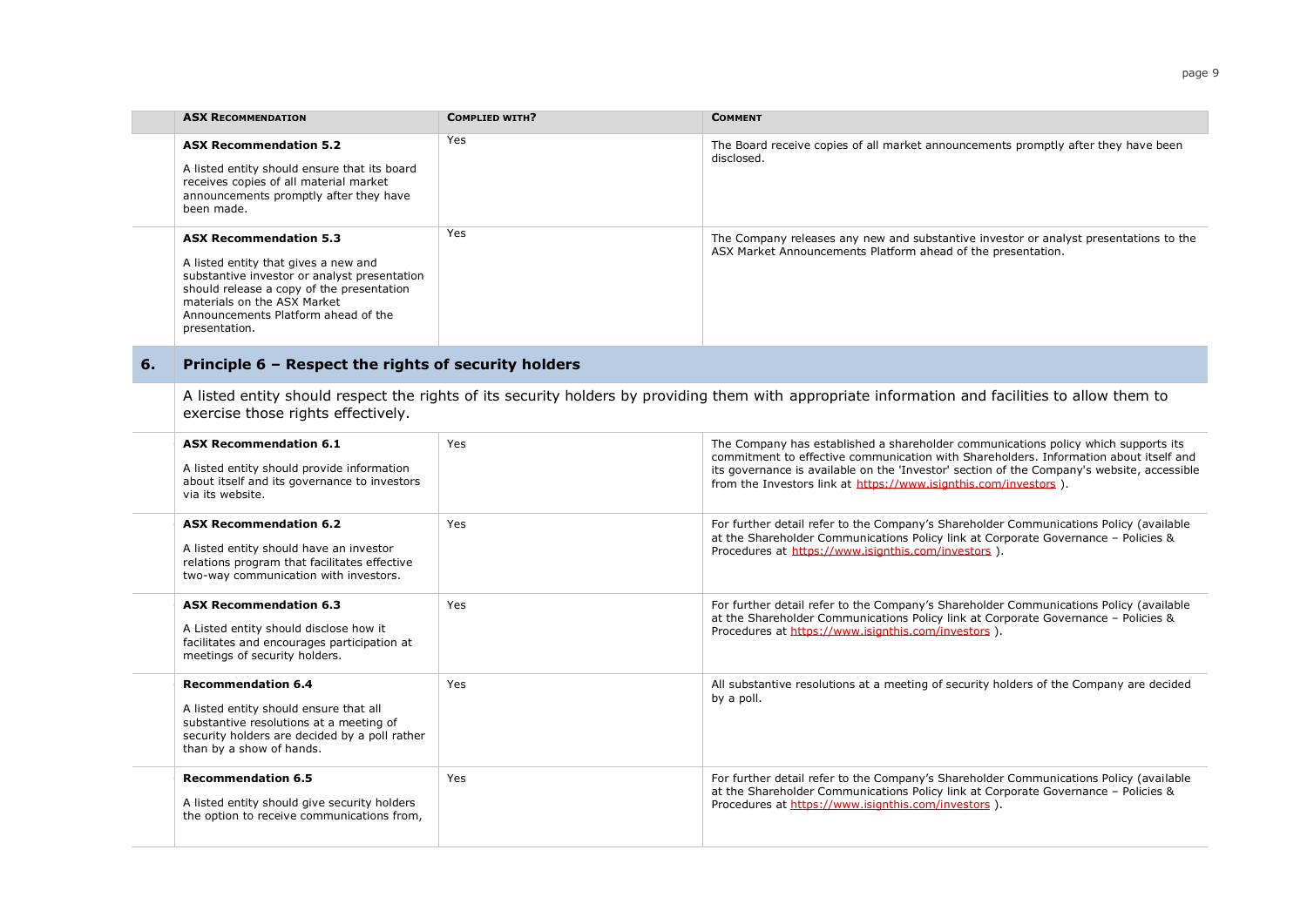| ASX RECOMMENDATION | COMPLIED WITH? | COMMENT |
| --- | --- | --- |
| **ASX Recommendation 5.2**<br><br>A listed entity should ensure that its board receives copies of all material market announcements promptly after they have been made. | Yes | The Board receive copies of all market announcements promptly after they have been disclosed. |
| **ASX Recommendation 5.3**<br><br>A listed entity that gives a new and substantive investor or analyst presentation should release a copy of the presentation materials on the ASX Market Announcements Platform ahead of the presentation. | Yes | The Company releases any new and substantive investor or analyst presentations to the ASX Market Announcements Platform ahead of the presentation. |

## 6. Principle 6 – Respect the rights of security holders

A listed entity should respect the rights of its security holders by providing them with appropriate information and facilities to allow them to exercise those rights effectively.

| ASX RECOMMENDATION | COMPLIED WITH? | COMMENT |
| --- | --- | --- |
| **ASX Recommendation 6.1**<br><br>A listed entity should provide information about itself and its governance to investors via its website. | Yes | The Company has established a shareholder communications policy which supports its commitment to effective communication with Shareholders. Information about itself and its governance is available on the 'Investor' section of the Company's website, accessible from the Investors link at https://www.isignthis.com/investors ). |
| **ASX Recommendation 6.2**<br><br>A listed entity should have an investor relations program that facilitates effective two-way communication with investors. | Yes | For further detail refer to the Company's Shareholder Communications Policy (available at the Shareholder Communications Policy link at Corporate Governance – Policies & Procedures at https://www.isignthis.com/investors ). |
| **ASX Recommendation 6.3**<br><br>A Listed entity should disclose how it facilitates and encourages participation at meetings of security holders. | Yes | For further detail refer to the Company's Shareholder Communications Policy (available at the Shareholder Communications Policy link at Corporate Governance – Policies & Procedures at https://www.isignthis.com/investors ). |
| **Recommendation 6.4**<br><br>A listed entity should ensure that all substantive resolutions at a meeting of security holders are decided by a poll rather than by a show of hands. | Yes | All substantive resolutions at a meeting of security holders of the Company are decided by a poll. |
| **Recommendation 6.5**<br><br>A listed entity should give security holders the option to receive communications from, | Yes | For further detail refer to the Company's Shareholder Communications Policy (available at the Shareholder Communications Policy link at Corporate Governance – Policies & Procedures at https://www.isignthis.com/investors ). |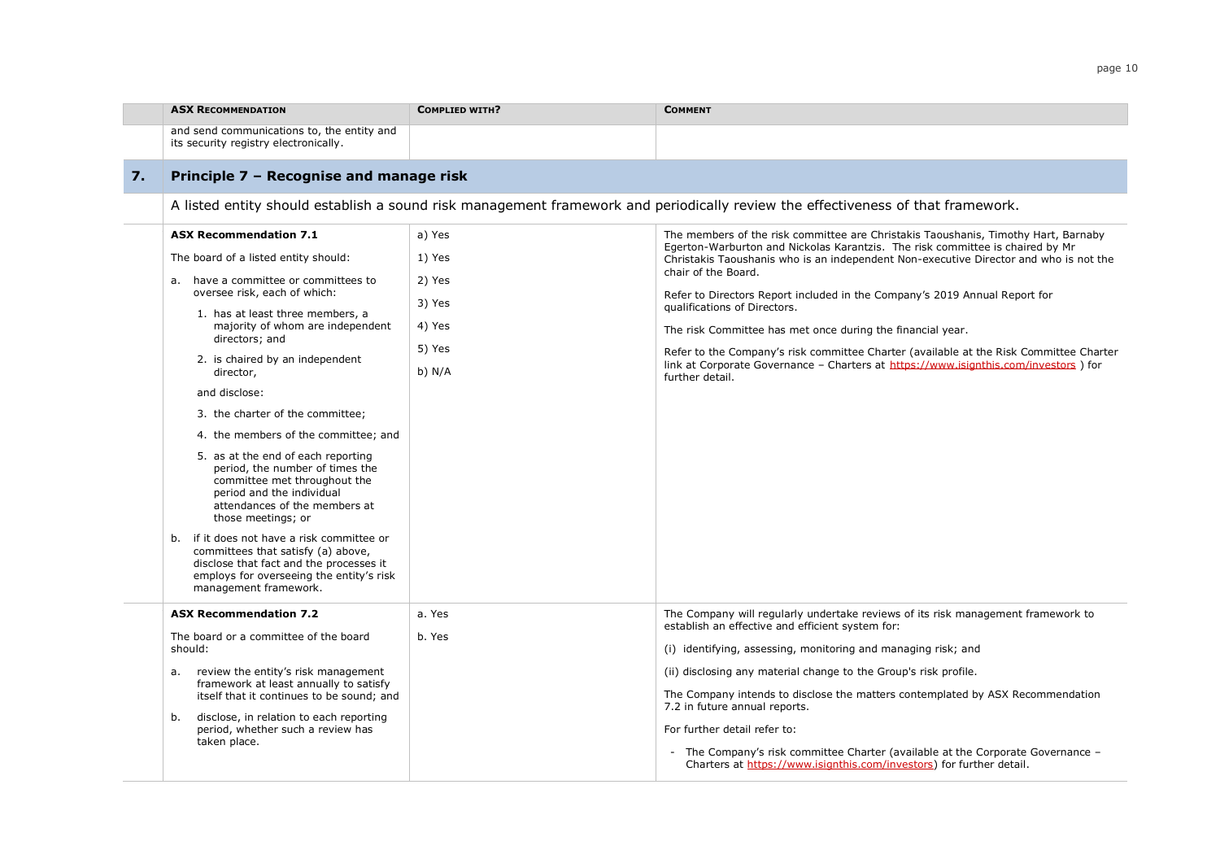| ASX RECOMMENDATION | COMPLIED WITH? | COMMENT |
|---|---|---|
| and send communications to, the entity and its security registry electronically. | | |

## 7. Principle 7 – Recognise and manage risk

A listed entity should establish a sound risk management framework and periodically review the effectiveness of that framework.

| ASX RECOMMENDATION | COMPLIED WITH? | COMMENT |
|---|---|---|
| **ASX Recommendation 7.1**<br><br>The board of a listed entity should:<br><br>a. have a committee or committees to oversee risk, each of which:<br><br>1. has at least three members, a majority of whom are independent directors; and<br><br>2. is chaired by an independent director,<br><br>and disclose:<br><br>3. the charter of the committee;<br><br>4. the members of the committee; and<br><br>5. as at the end of each reporting period, the number of times the committee met throughout the period and the individual attendances of the members at those meetings; or<br><br>b. if it does not have a risk committee or committees that satisfy (a) above, disclose that fact and the processes it employs for overseeing the entity's risk management framework. | a) Yes<br><br>1) Yes<br><br>2) Yes<br><br>3) Yes<br><br>4) Yes<br><br>5) Yes<br><br>b) N/A | The members of the risk committee are Christakis Taoushanis, Timothy Hart, Barnaby Egerton-Warburton and Nickolas Karantzis. The risk committee is chaired by Mr Christakis Taoushanis who is an independent Non-executive Director and who is not the chair of the Board.<br><br>Refer to Directors Report included in the Company's 2019 Annual Report for qualifications of Directors.<br><br>The risk Committee has met once during the financial year.<br><br>Refer to the Company's risk committee Charter (available at the Risk Committee Charter link at Corporate Governance – Charters at https://www.isignthis.com/investors ) for further detail. |
| **ASX Recommendation 7.2**<br><br>The board or a committee of the board should:<br><br>a. review the entity's risk management framework at least annually to satisfy itself that it continues to be sound; and<br><br>b. disclose, in relation to each reporting period, whether such a review has taken place. | a. Yes<br><br>b. Yes | The Company will regularly undertake reviews of its risk management framework to establish an effective and efficient system for:<br><br>(i) identifying, assessing, monitoring and managing risk; and<br><br>(ii) disclosing any material change to the Group's risk profile.<br><br>The Company intends to disclose the matters contemplated by ASX Recommendation 7.2 in future annual reports.<br><br>For further detail refer to:<br><br>- The Company's risk committee Charter (available at the Corporate Governance – Charters at https://www.isignthis.com/investors) for further detail. |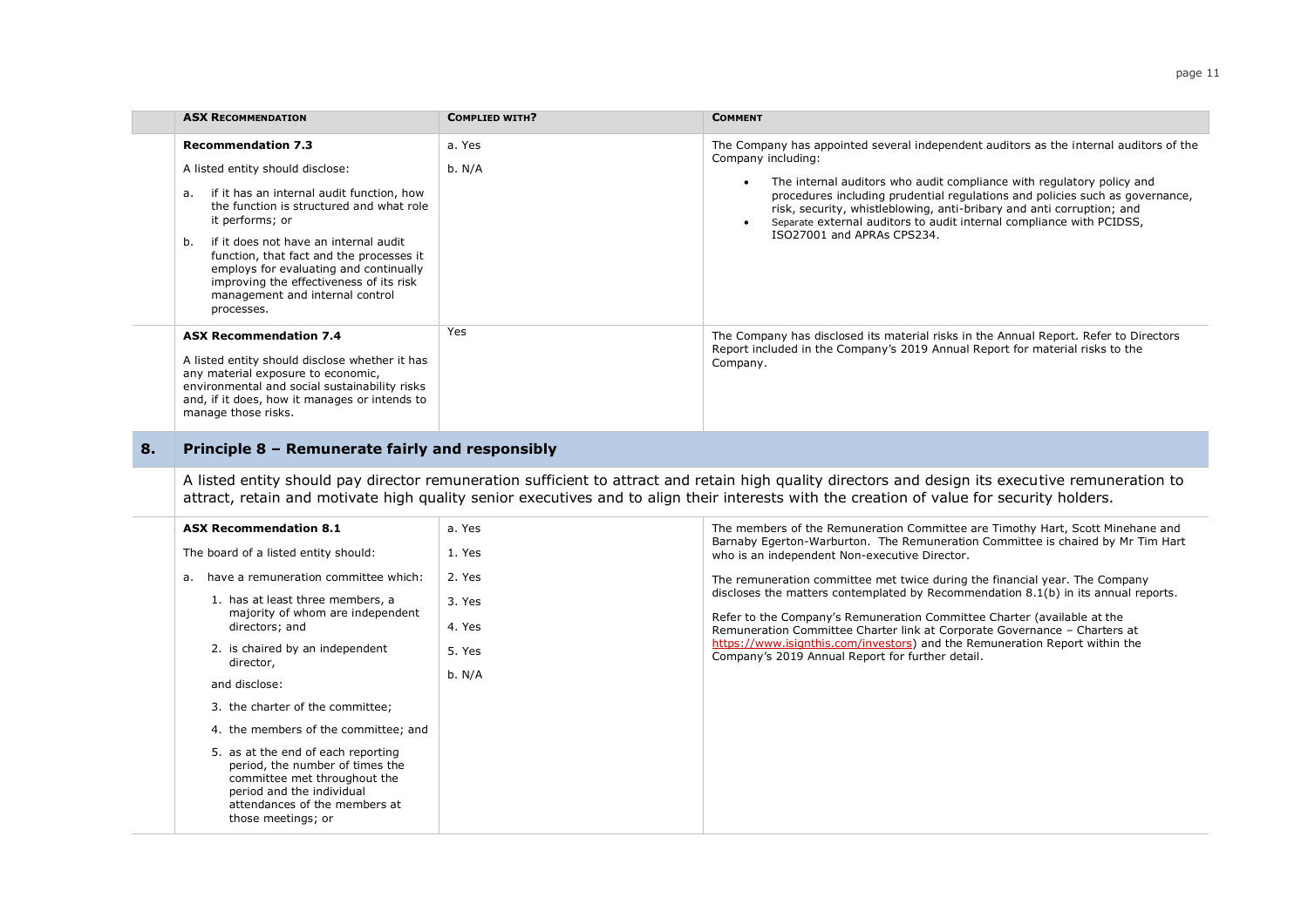| | ASX RECOMMENDATION | COMPLIED WITH? | COMMENT |
|---|---|---|---|
| | **Recommendation 7.3**<br>A listed entity should disclose:<br>a. if it has an internal audit function, how the function is structured and what role it performs; or<br>b. if it does not have an internal audit function, that fact and the processes it employs for evaluating and continually improving the effectiveness of its risk management and internal control processes. | a. Yes<br>b. N/A | The Company has appointed several independent auditors as the internal auditors of the Company including:<br>• The internal auditors who audit compliance with regulatory policy and procedures including prudential regulations and policies such as governance, risk, security, whistleblowing, anti-bribary and anti corruption; and<br>• Separate external auditors to audit internal compliance with PCIDSS, ISO27001 and APRAs CPS234. |
| | **ASX Recommendation 7.4**<br>A listed entity should disclose whether it has any material exposure to economic, environmental and social sustainability risks and, if it does, how it manages or intends to manage those risks. | Yes | The Company has disclosed its material risks in the Annual Report. Refer to Directors Report included in the Company's 2019 Annual Report for material risks to the Company. |

## 8. Principle 8 – Remunerate fairly and responsibly

A listed entity should pay director remuneration sufficient to attract and retain high quality directors and design its executive remuneration to attract, retain and motivate high quality senior executives and to align their interests with the creation of value for security holders.

| | ASX RECOMMENDATION | COMPLIED WITH? | COMMENT |
|---|---|---|---|
| | **ASX Recommendation 8.1**<br>The board of a listed entity should:<br>a. have a remuneration committee which:<br>1. has at least three members, a majority of whom are independent directors; and<br>2. is chaired by an independent director,<br>and disclose:<br>3. the charter of the committee;<br>4. the members of the committee; and<br>5. as at the end of each reporting period, the number of times the committee met throughout the period and the individual attendances of the members at those meetings; or | a. Yes<br>1. Yes<br>2. Yes<br>3. Yes<br>4. Yes<br>5. Yes<br>b. N/A | The members of the Remuneration Committee are Timothy Hart, Scott Minehane and Barnaby Egerton-Warburton. The Remuneration Committee is chaired by Mr Tim Hart who is an independent Non-executive Director.<br>The remuneration committee met twice during the financial year. The Company discloses the matters contemplated by Recommendation 8.1(b) in its annual reports.<br>Refer to the Company's Remuneration Committee Charter (available at the Remuneration Committee Charter link at Corporate Governance – Charters at https://www.isignthis.com/investors) and the Remuneration Report within the Company's 2019 Annual Report for further detail. |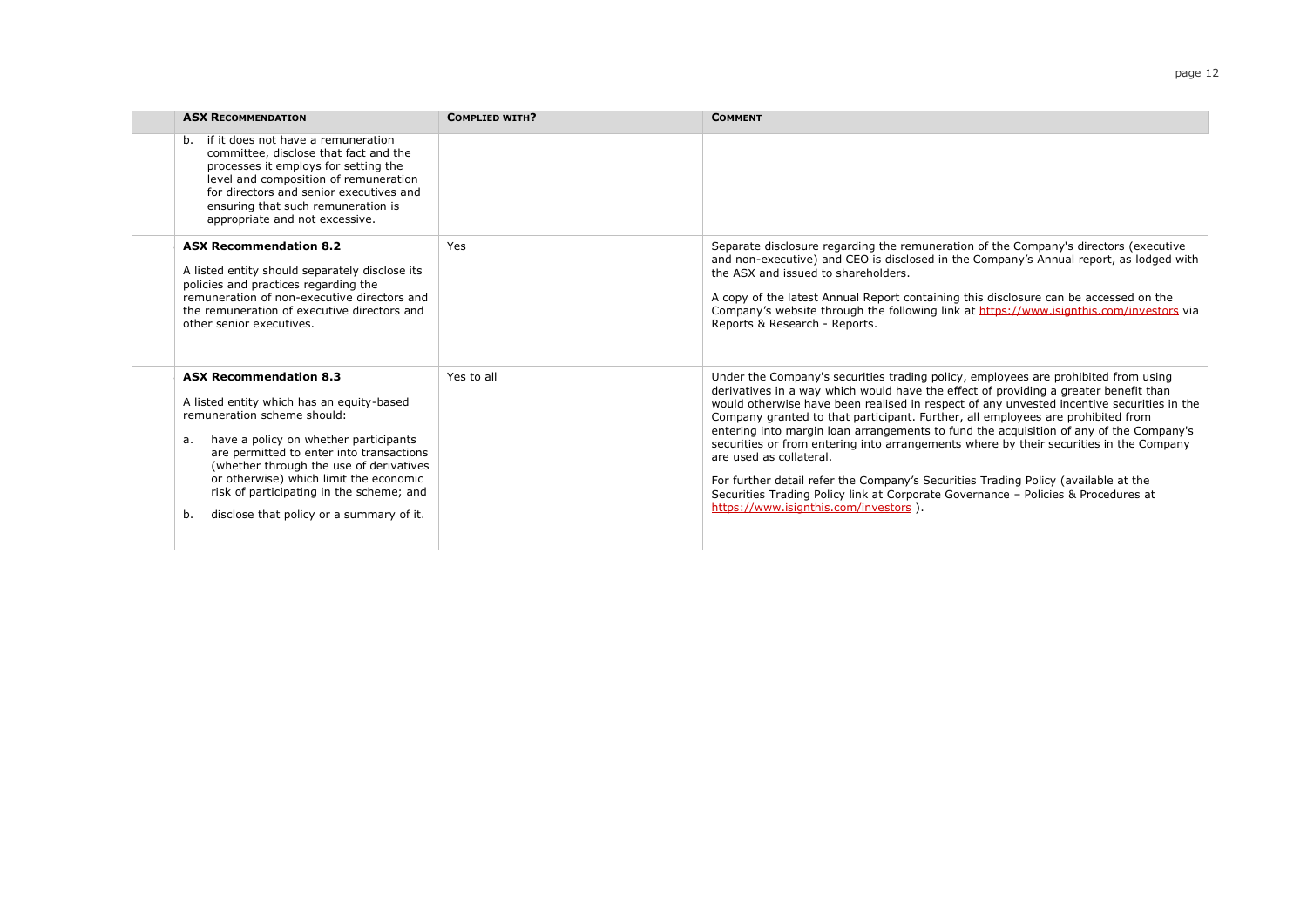| ASX RECOMMENDATION | COMPLIED WITH? | COMMENT |
|---|---|---|
| b. if it does not have a remuneration committee, disclose that fact and the processes it employs for setting the level and composition of remuneration for directors and senior executives and ensuring that such remuneration is appropriate and not excessive. | | |
| **ASX Recommendation 8.2**<br><br>A listed entity should separately disclose its policies and practices regarding the remuneration of non-executive directors and the remuneration of executive directors and other senior executives. | Yes | Separate disclosure regarding the remuneration of the Company's directors (executive and non-executive) and CEO is disclosed in the Company's Annual report, as lodged with the ASX and issued to shareholders.<br><br>A copy of the latest Annual Report containing this disclosure can be accessed on the Company's website through the following link at https://www.isignthis.com/investors via Reports & Research - Reports. |
| **ASX Recommendation 8.3**<br><br>A listed entity which has an equity-based remuneration scheme should:<br><br>a. have a policy on whether participants are permitted to enter into transactions (whether through the use of derivatives or otherwise) which limit the economic risk of participating in the scheme; and<br><br>b. disclose that policy or a summary of it. | Yes to all | Under the Company's securities trading policy, employees are prohibited from using derivatives in a way which would have the effect of providing a greater benefit than would otherwise have been realised in respect of any unvested incentive securities in the Company granted to that participant. Further, all employees are prohibited from entering into margin loan arrangements to fund the acquisition of any of the Company's securities or from entering into arrangements where by their securities in the Company are used as collateral.<br><br>For further detail refer the Company's Securities Trading Policy (available at the Securities Trading Policy link at Corporate Governance – Policies & Procedures at https://www.isignthis.com/investors ). |